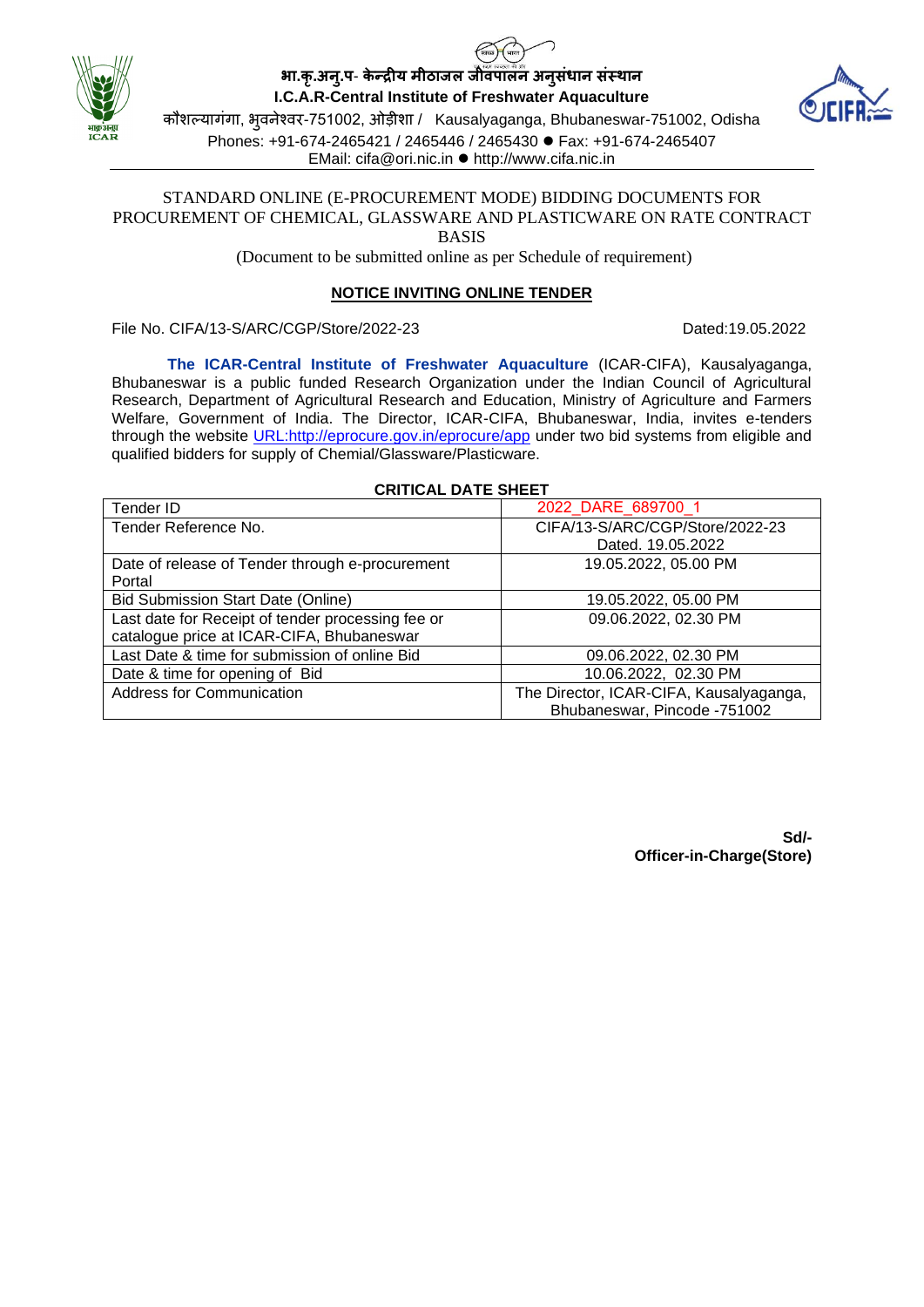**भा.कृ.अनु.प- केन्द्रीय मीठाजल जीवपालन अनुसंधान संस्थान**

**I.C.A.R-Central Institute of Freshwater Aquaculture**

कौशल्यागंगा, भुवनेश्वर-751002, ओड़ीशा / Kausalyaganga, Bhubaneswar-751002, Odisha

Phones: +91-674-2465421 / 2465446 / 2465430 ● Fax: +91-674-2465407

EMail: cifa@ori.nic.in ● http://www.cifa.nic.in

STANDARD ONLINE (E-PROCUREMENT MODE) BIDDING DOCUMENTS FOR PROCUREMENT OF CHEMICAL, GLASSWARE AND PLASTICWARE ON RATE CONTRACT BASIS

(Document to be submitted online as per Schedule of requirement)

## NOTICE INVITING ONLINE TENDER

File No. CIFA/13-S/ARC/CGP/Store/2022-23 Dated:19.05.2022

**The ICAR-Central Institute of Freshwater Aquaculture** (ICAR-CIFA), Kausalyaganga, Bhubaneswar is a public funded Research Organization under the Indian Council of Agricultural Research, Department of Agricultural Research and Education, Ministry of Agriculture and Farmers Welfare, Government of India. The Director, ICAR-CIFA, Bhubaneswar, India, invites e-tenders through the website URL:http://eprocure.gov.in/eprocure/app under two bid systems from eligible and qualified bidders for supply of Chemial/Glassware/Plasticware.

**CRITICAL DATE SHEET**

| Tender ID | 2022_DARE_689700_1 |
|---|---|
| Tender Reference No. | CIFA/13-S/ARC/CGP/Store/2022-23 Dated. 19.05.2022 |
| Date of release of Tender through e-procurement Portal | 19.05.2022, 05.00 PM |
| Bid Submission Start Date (Online) | 19.05.2022, 05.00 PM |
| Last date for Receipt of tender processing fee or catalogue price at ICAR-CIFA, Bhubaneswar | 09.06.2022, 02.30 PM |
| Last Date & time for submission of online Bid | 09.06.2022, 02.30 PM |
| Date & time for opening of Bid | 10.06.2022, 02.30 PM |
| Address for Communication | The Director, ICAR-CIFA, Kausalyaganga, Bhubaneswar, Pincode -751002 |

**Sd/-**

**Officer-in-Charge(Store)**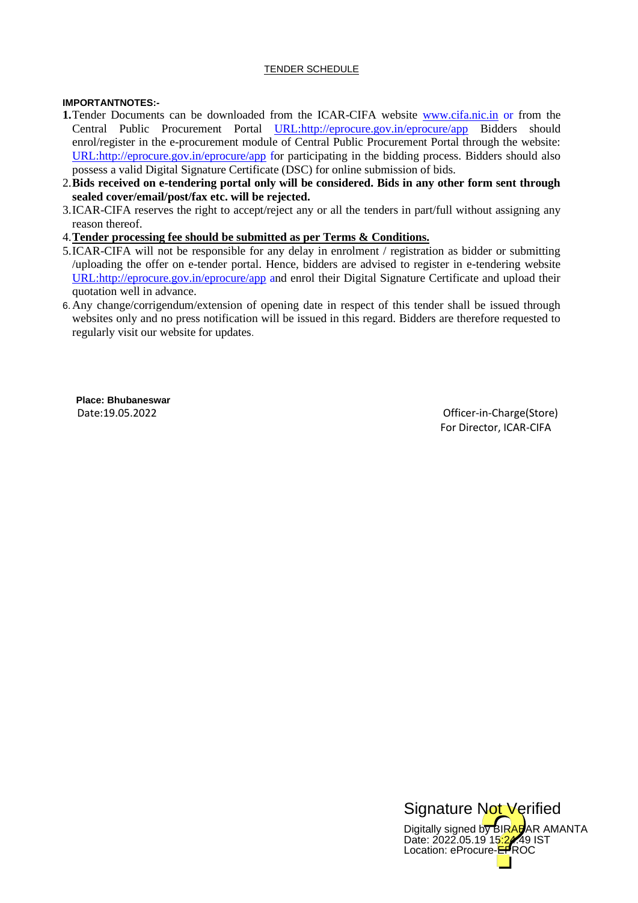TENDER SCHEDULE

**IMPORTANTNOTES:-**

1. Tender Documents can be downloaded from the ICAR-CIFA website www.cifa.nic.in or from the Central Public Procurement Portal URL:http://eprocure.gov.in/eprocure/app Bidders should enrol/register in the e-procurement module of Central Public Procurement Portal through the website: URL:http://eprocure.gov.in/eprocure/app for participating in the bidding process. Bidders should also possess a valid Digital Signature Certificate (DSC) for online submission of bids.
2. **Bids received on e-tendering portal only will be considered. Bids in any other form sent through sealed cover/email/post/fax etc. will be rejected.**
3. ICAR-CIFA reserves the right to accept/reject any or all the tenders in part/full without assigning any reason thereof.
4. **Tender processing fee should be submitted as per Terms & Conditions.**
5. ICAR-CIFA will not be responsible for any delay in enrolment / registration as bidder or submitting /uploading the offer on e-tender portal. Hence, bidders are advised to register in e-tendering website URL:http://eprocure.gov.in/eprocure/app and enrol their Digital Signature Certificate and upload their quotation well in advance.
6. Any change/corrigendum/extension of opening date in respect of this tender shall be issued through websites only and no press notification will be issued in this regard. Bidders are therefore requested to regularly visit our website for updates.

**Place: Bhubaneswar**
Date:19.05.2022

Officer-in-Charge(Store)
For Director, ICAR-CIFA

Signature Not Verified
Digitally signed by BIRABAR AMANTA
Date: 2022.05.19 15:24:49 IST
Location: eProcure-EPROC